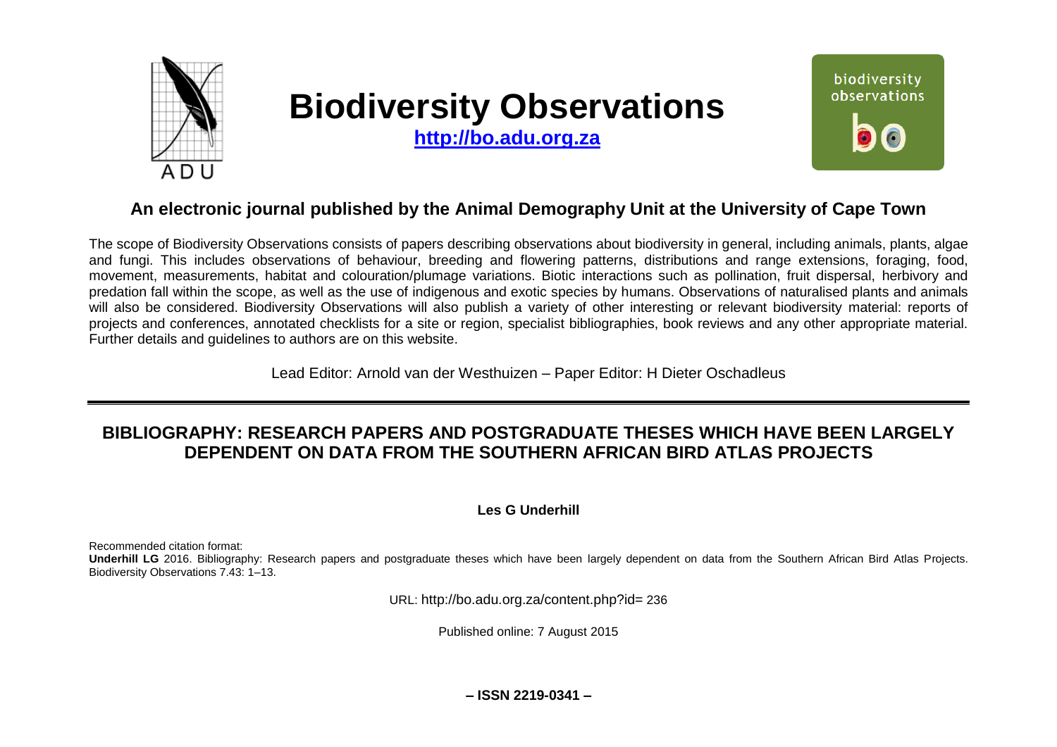# Biodiversity Observations

**http://bo.adu.org.za**

## An electronic journal published by the Animal Demography Unit at the University of Cape Town

The scope of Biodiversity Observations consists of papers describing observations about biodiversity in general, including animals, plants, algae and fungi. This includes observations of behaviour, breeding and flowering patterns, distributions and range extensions, foraging, food, movement, measurements, habitat and colouration/plumage variations. Biotic interactions such as pollination, fruit dispersal, herbivory and predation fall within the scope, as well as the use of indigenous and exotic species by humans. Observations of naturalised plants and animals will also be considered. Biodiversity Observations will also publish a variety of other interesting or relevant biodiversity material: reports of projects and conferences, annotated checklists for a site or region, specialist bibliographies, book reviews and any other appropriate material. Further details and guidelines to authors are on this website.

Lead Editor: Arnold van der Westhuizen – Paper Editor: H Dieter Oschadleus

# BIBLIOGRAPHY: RESEARCH PAPERS AND POSTGRADUATE THESES WHICH HAVE BEEN LARGELY DEPENDENT ON DATA FROM THE SOUTHERN AFRICAN BIRD ATLAS PROJECTS

**Les G Underhill**

Recommended citation format:
**Underhill LG** 2016. Bibliography: Research papers and postgraduate theses which have been largely dependent on data from the Southern African Bird Atlas Projects. Biodiversity Observations 7.43: 1–13.

URL: http://bo.adu.org.za/content.php?id= 236

Published online: 7 August 2015

**– ISSN 2219-0341 –**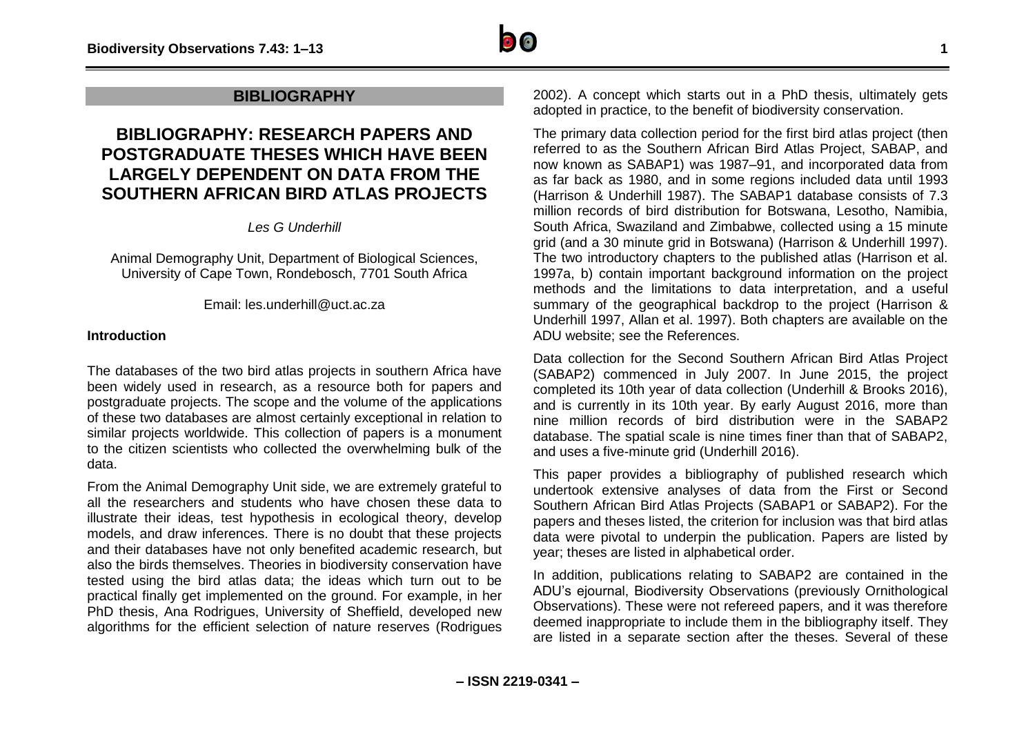## BIBLIOGRAPHY

# BIBLIOGRAPHY: RESEARCH PAPERS AND POSTGRADUATE THESES WHICH HAVE BEEN LARGELY DEPENDENT ON DATA FROM THE SOUTHERN AFRICAN BIRD ATLAS PROJECTS

*Les G Underhill*

Animal Demography Unit, Department of Biological Sciences, University of Cape Town, Rondebosch, 7701 South Africa

Email: les.underhill@uct.ac.za

### Introduction

The databases of the two bird atlas projects in southern Africa have been widely used in research, as a resource both for papers and postgraduate projects. The scope and the volume of the applications of these two databases are almost certainly exceptional in relation to similar projects worldwide. This collection of papers is a monument to the citizen scientists who collected the overwhelming bulk of the data.

From the Animal Demography Unit side, we are extremely grateful to all the researchers and students who have chosen these data to illustrate their ideas, test hypothesis in ecological theory, develop models, and draw inferences. There is no doubt that these projects and their databases have not only benefited academic research, but also the birds themselves. Theories in biodiversity conservation have tested using the bird atlas data; the ideas which turn out to be practical finally get implemented on the ground. For example, in her PhD thesis, Ana Rodrigues, University of Sheffield, developed new algorithms for the efficient selection of nature reserves (Rodrigues 2002). A concept which starts out in a PhD thesis, ultimately gets adopted in practice, to the benefit of biodiversity conservation.

The primary data collection period for the first bird atlas project (then referred to as the Southern African Bird Atlas Project, SABAP, and now known as SABAP1) was 1987–91, and incorporated data from as far back as 1980, and in some regions included data until 1993 (Harrison & Underhill 1987). The SABAP1 database consists of 7.3 million records of bird distribution for Botswana, Lesotho, Namibia, South Africa, Swaziland and Zimbabwe, collected using a 15 minute grid (and a 30 minute grid in Botswana) (Harrison & Underhill 1997). The two introductory chapters to the published atlas (Harrison et al. 1997a, b) contain important background information on the project methods and the limitations to data interpretation, and a useful summary of the geographical backdrop to the project (Harrison & Underhill 1997, Allan et al. 1997). Both chapters are available on the ADU website; see the References.

Data collection for the Second Southern African Bird Atlas Project (SABAP2) commenced in July 2007. In June 2015, the project completed its 10th year of data collection (Underhill & Brooks 2016), and is currently in its 10th year. By early August 2016, more than nine million records of bird distribution were in the SABAP2 database. The spatial scale is nine times finer than that of SABAP2, and uses a five-minute grid (Underhill 2016).

This paper provides a bibliography of published research which undertook extensive analyses of data from the First or Second Southern African Bird Atlas Projects (SABAP1 or SABAP2). For the papers and theses listed, the criterion for inclusion was that bird atlas data were pivotal to underpin the publication. Papers are listed by year; theses are listed in alphabetical order.

In addition, publications relating to SABAP2 are contained in the ADU's ejournal, Biodiversity Observations (previously Ornithological Observations). These were not refereed papers, and it was therefore deemed inappropriate to include them in the bibliography itself. They are listed in a separate section after the theses. Several of these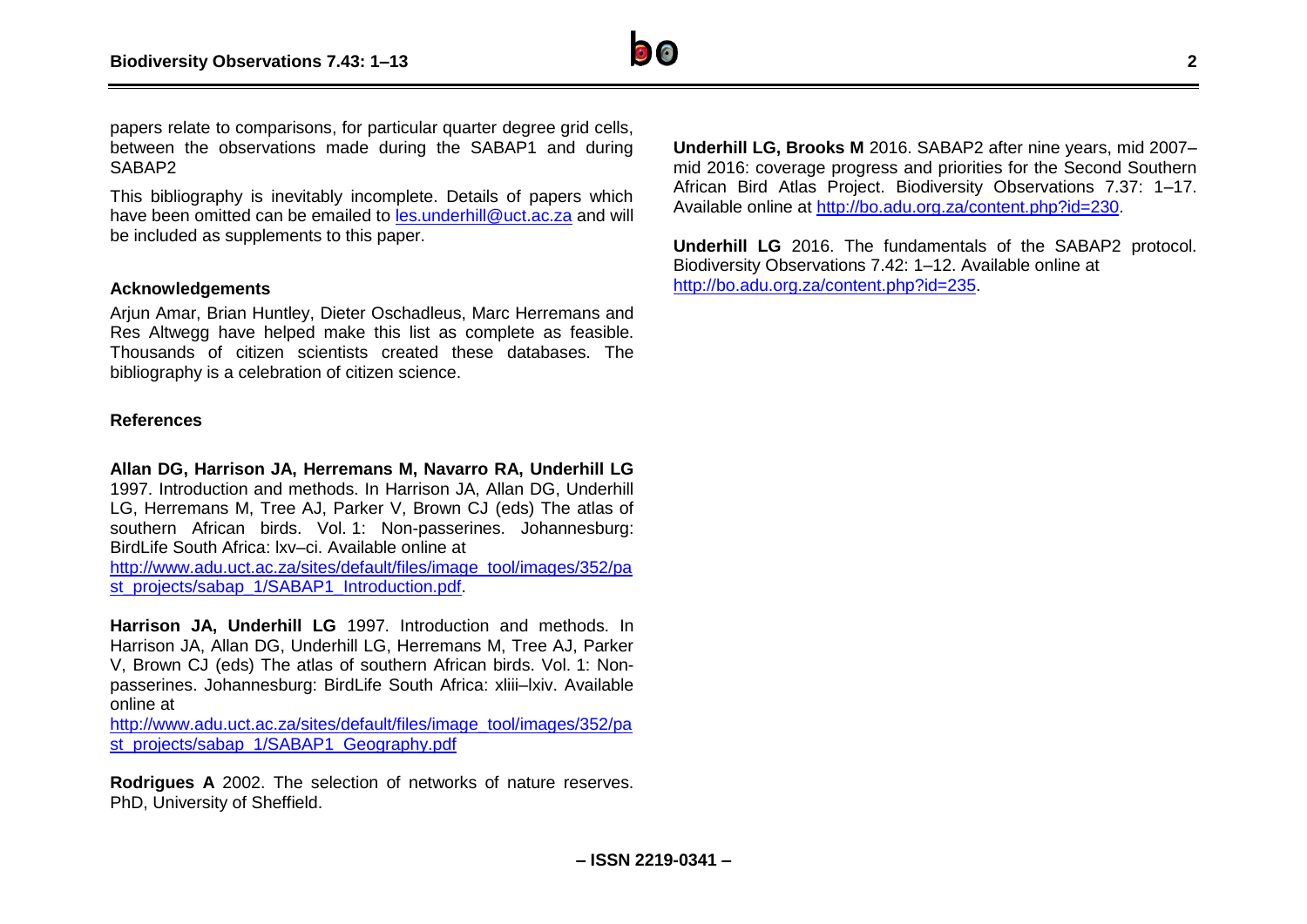papers relate to comparisons, for particular quarter degree grid cells, between the observations made during the SABAP1 and during SABAP2

This bibliography is inevitably incomplete. Details of papers which have been omitted can be emailed to les.underhill@uct.ac.za and will be included as supplements to this paper.

### Acknowledgements

Arjun Amar, Brian Huntley, Dieter Oschadleus, Marc Herremans and Res Altwegg have helped make this list as complete as feasible. Thousands of citizen scientists created these databases. The bibliography is a celebration of citizen science.

### References

**Allan DG, Harrison JA, Herremans M, Navarro RA, Underhill LG** 1997. Introduction and methods. In Harrison JA, Allan DG, Underhill LG, Herremans M, Tree AJ, Parker V, Brown CJ (eds) The atlas of southern African birds. Vol. 1: Non-passerines. Johannesburg: BirdLife South Africa: lxv–ci. Available online at http://www.adu.uct.ac.za/sites/default/files/image_tool/images/352/past_projects/sabap_1/SABAP1_Introduction.pdf.

**Harrison JA, Underhill LG** 1997. Introduction and methods. In Harrison JA, Allan DG, Underhill LG, Herremans M, Tree AJ, Parker V, Brown CJ (eds) The atlas of southern African birds. Vol. 1: Non-passerines. Johannesburg: BirdLife South Africa: xliii–lxiv. Available online at http://www.adu.uct.ac.za/sites/default/files/image_tool/images/352/past_projects/sabap_1/SABAP1_Geography.pdf

**Rodrigues A** 2002. The selection of networks of nature reserves. PhD, University of Sheffield.

**Underhill LG, Brooks M** 2016. SABAP2 after nine years, mid 2007–mid 2016: coverage progress and priorities for the Second Southern African Bird Atlas Project. Biodiversity Observations 7.37: 1–17. Available online at http://bo.adu.org.za/content.php?id=230.

**Underhill LG** 2016. The fundamentals of the SABAP2 protocol. Biodiversity Observations 7.42: 1–12. Available online at http://bo.adu.org.za/content.php?id=235.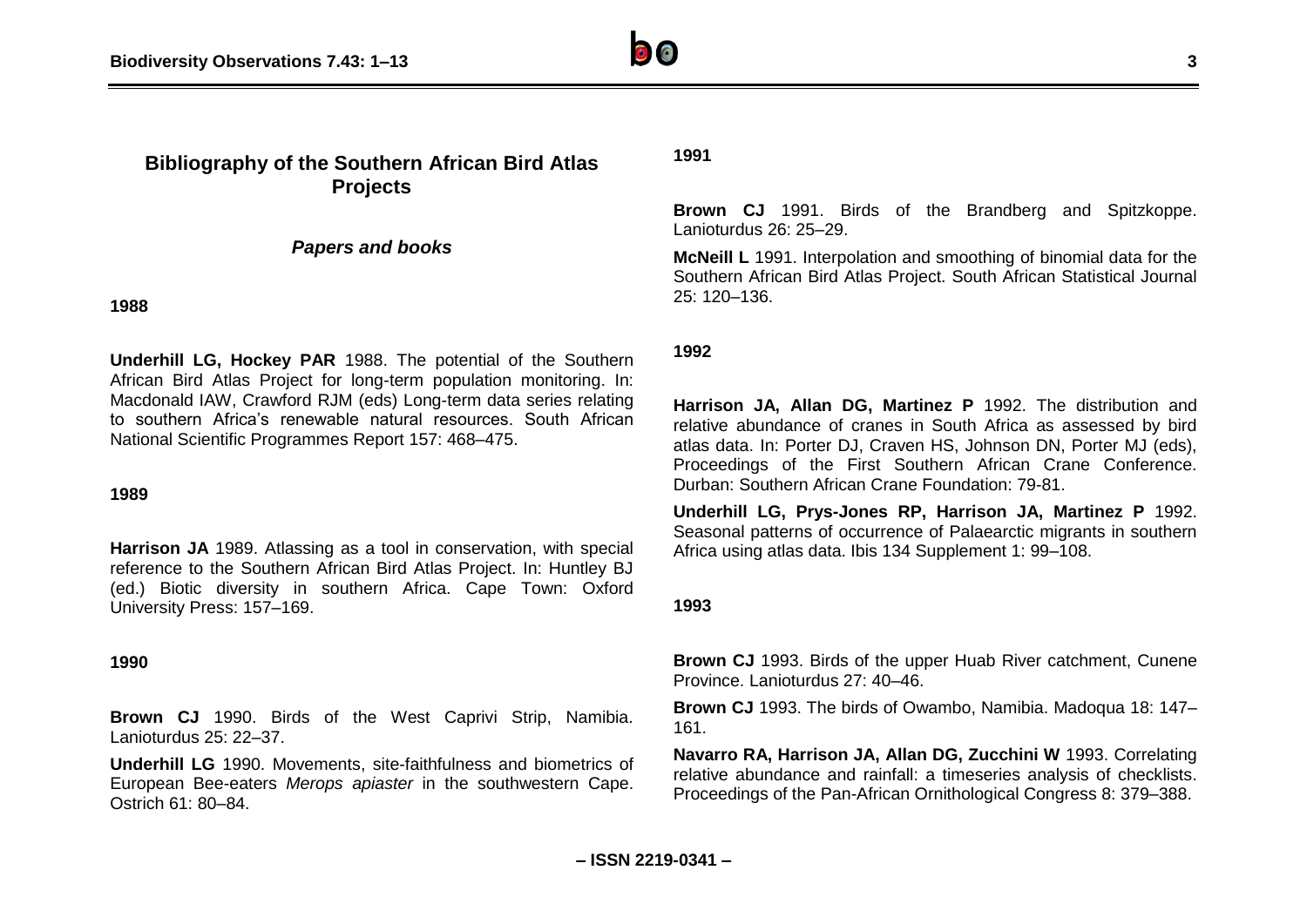## Bibliography of the Southern African Bird Atlas Projects

### *Papers and books*

**1988**

**Underhill LG, Hockey PAR** 1988. The potential of the Southern African Bird Atlas Project for long-term population monitoring. In: Macdonald IAW, Crawford RJM (eds) Long-term data series relating to southern Africa's renewable natural resources. South African National Scientific Programmes Report 157: 468–475.

**1989**

**Harrison JA** 1989. Atlassing as a tool in conservation, with special reference to the Southern African Bird Atlas Project. In: Huntley BJ (ed.) Biotic diversity in southern Africa. Cape Town: Oxford University Press: 157–169.

**1990**

**Brown CJ** 1990. Birds of the West Caprivi Strip, Namibia. Lanioturdus 25: 22–37.

**Underhill LG** 1990. Movements, site-faithfulness and biometrics of European Bee-eaters *Merops apiaster* in the southwestern Cape. Ostrich 61: 80–84.

**1991**

**Brown CJ** 1991. Birds of the Brandberg and Spitzkoppe. Lanioturdus 26: 25–29.

**McNeill L** 1991. Interpolation and smoothing of binomial data for the Southern African Bird Atlas Project. South African Statistical Journal 25: 120–136.

**1992**

**Harrison JA, Allan DG, Martinez P** 1992. The distribution and relative abundance of cranes in South Africa as assessed by bird atlas data. In: Porter DJ, Craven HS, Johnson DN, Porter MJ (eds), Proceedings of the First Southern African Crane Conference. Durban: Southern African Crane Foundation: 79-81.

**Underhill LG, Prys-Jones RP, Harrison JA, Martinez P** 1992. Seasonal patterns of occurrence of Palaearctic migrants in southern Africa using atlas data. Ibis 134 Supplement 1: 99–108.

**1993**

**Brown CJ** 1993. Birds of the upper Huab River catchment, Cunene Province. Lanioturdus 27: 40–46.

**Brown CJ** 1993. The birds of Owambo, Namibia. Madoqua 18: 147–161.

**Navarro RA, Harrison JA, Allan DG, Zucchini W** 1993. Correlating relative abundance and rainfall: a timeseries analysis of checklists. Proceedings of the Pan-African Ornithological Congress 8: 379–388.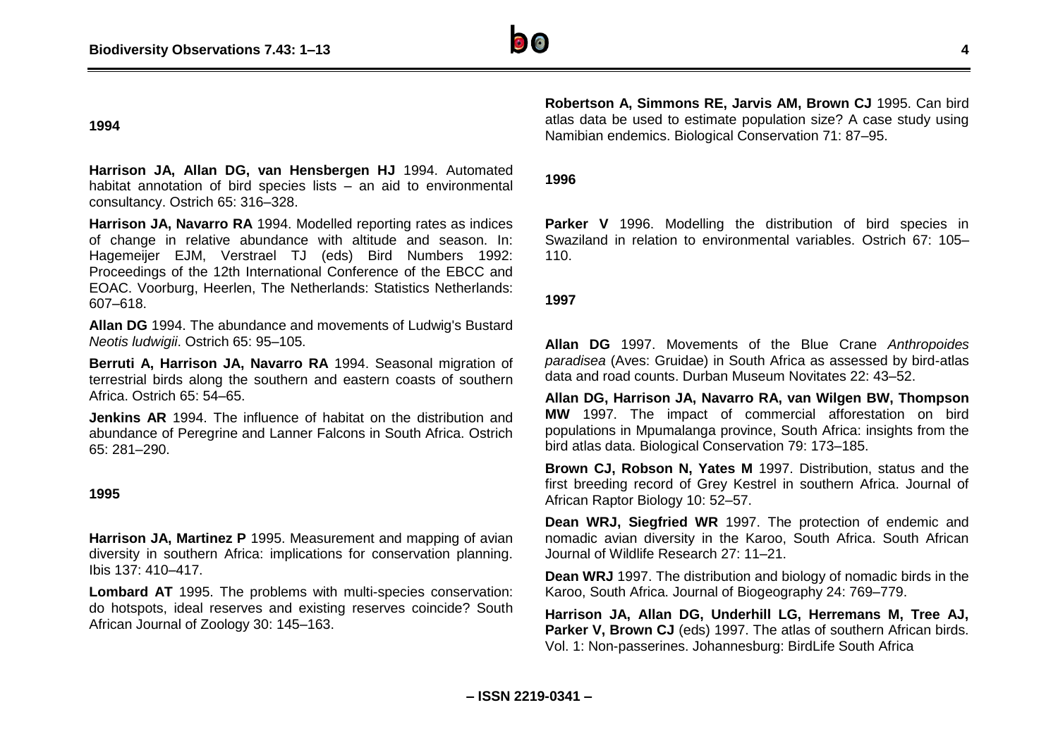**1994**

**Harrison JA, Allan DG, van Hensbergen HJ** 1994. Automated habitat annotation of bird species lists – an aid to environmental consultancy. Ostrich 65: 316–328.

**Harrison JA, Navarro RA** 1994. Modelled reporting rates as indices of change in relative abundance with altitude and season. In: Hagemeijer EJM, Verstrael TJ (eds) Bird Numbers 1992: Proceedings of the 12th International Conference of the EBCC and EOAC. Voorburg, Heerlen, The Netherlands: Statistics Netherlands: 607–618.

**Allan DG** 1994. The abundance and movements of Ludwig's Bustard *Neotis ludwigii*. Ostrich 65: 95–105.

**Berruti A, Harrison JA, Navarro RA** 1994. Seasonal migration of terrestrial birds along the southern and eastern coasts of southern Africa. Ostrich 65: 54–65.

**Jenkins AR** 1994. The influence of habitat on the distribution and abundance of Peregrine and Lanner Falcons in South Africa. Ostrich 65: 281–290.

**1995**

**Harrison JA, Martinez P** 1995. Measurement and mapping of avian diversity in southern Africa: implications for conservation planning. Ibis 137: 410–417.

**Lombard AT** 1995. The problems with multi-species conservation: do hotspots, ideal reserves and existing reserves coincide? South African Journal of Zoology 30: 145–163.

**Robertson A, Simmons RE, Jarvis AM, Brown CJ** 1995. Can bird atlas data be used to estimate population size? A case study using Namibian endemics. Biological Conservation 71: 87–95.

**1996**

**Parker V** 1996. Modelling the distribution of bird species in Swaziland in relation to environmental variables. Ostrich 67: 105–110.

**1997**

**Allan DG** 1997. Movements of the Blue Crane *Anthropoides paradisea* (Aves: Gruidae) in South Africa as assessed by bird-atlas data and road counts. Durban Museum Novitates 22: 43–52.

**Allan DG, Harrison JA, Navarro RA, van Wilgen BW, Thompson MW** 1997. The impact of commercial afforestation on bird populations in Mpumalanga province, South Africa: insights from the bird atlas data. Biological Conservation 79: 173–185.

**Brown CJ, Robson N, Yates M** 1997. Distribution, status and the first breeding record of Grey Kestrel in southern Africa. Journal of African Raptor Biology 10: 52–57.

**Dean WRJ, Siegfried WR** 1997. The protection of endemic and nomadic avian diversity in the Karoo, South Africa. South African Journal of Wildlife Research 27: 11–21.

**Dean WRJ** 1997. The distribution and biology of nomadic birds in the Karoo, South Africa. Journal of Biogeography 24: 769–779.

**Harrison JA, Allan DG, Underhill LG, Herremans M, Tree AJ, Parker V, Brown CJ** (eds) 1997. The atlas of southern African birds. Vol. 1: Non-passerines. Johannesburg: BirdLife South Africa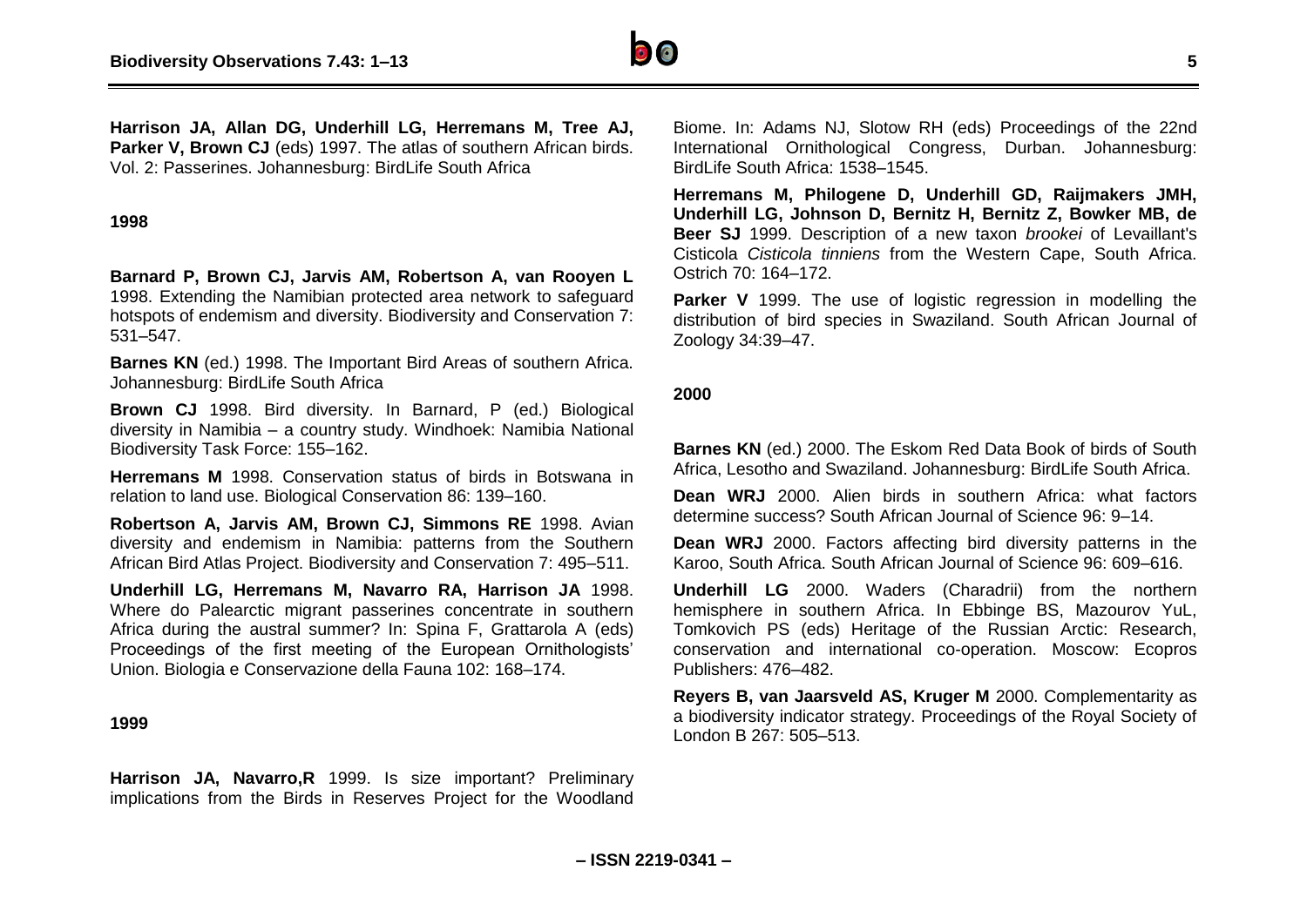**Harrison JA, Allan DG, Underhill LG, Herremans M, Tree AJ, Parker V, Brown CJ** (eds) 1997. The atlas of southern African birds. Vol. 2: Passerines. Johannesburg: BirdLife South Africa

**1998**

**Barnard P, Brown CJ, Jarvis AM, Robertson A, van Rooyen L** 1998. Extending the Namibian protected area network to safeguard hotspots of endemism and diversity. Biodiversity and Conservation 7: 531–547.

**Barnes KN** (ed.) 1998. The Important Bird Areas of southern Africa. Johannesburg: BirdLife South Africa

**Brown CJ** 1998. Bird diversity. In Barnard, P (ed.) Biological diversity in Namibia – a country study. Windhoek: Namibia National Biodiversity Task Force: 155–162.

**Herremans M** 1998. Conservation status of birds in Botswana in relation to land use. Biological Conservation 86: 139–160.

**Robertson A, Jarvis AM, Brown CJ, Simmons RE** 1998. Avian diversity and endemism in Namibia: patterns from the Southern African Bird Atlas Project. Biodiversity and Conservation 7: 495–511.

**Underhill LG, Herremans M, Navarro RA, Harrison JA** 1998. Where do Palearctic migrant passerines concentrate in southern Africa during the austral summer? In: Spina F, Grattarola A (eds) Proceedings of the first meeting of the European Ornithologists' Union. Biologia e Conservazione della Fauna 102: 168–174.

**1999**

**Harrison JA, Navarro,R** 1999. Is size important? Preliminary implications from the Birds in Reserves Project for the Woodland Biome. In: Adams NJ, Slotow RH (eds) Proceedings of the 22nd International Ornithological Congress, Durban. Johannesburg: BirdLife South Africa: 1538–1545.

**Herremans M, Philogene D, Underhill GD, Raijmakers JMH, Underhill LG, Johnson D, Bernitz H, Bernitz Z, Bowker MB, de Beer SJ** 1999. Description of a new taxon *brookei* of Levaillant's Cisticola *Cisticola tinniens* from the Western Cape, South Africa. Ostrich 70: 164–172.

**Parker V** 1999. The use of logistic regression in modelling the distribution of bird species in Swaziland. South African Journal of Zoology 34:39–47.

**2000**

**Barnes KN** (ed.) 2000. The Eskom Red Data Book of birds of South Africa, Lesotho and Swaziland. Johannesburg: BirdLife South Africa.

**Dean WRJ** 2000. Alien birds in southern Africa: what factors determine success? South African Journal of Science 96: 9–14.

**Dean WRJ** 2000. Factors affecting bird diversity patterns in the Karoo, South Africa. South African Journal of Science 96: 609–616.

**Underhill LG** 2000. Waders (Charadrii) from the northern hemisphere in southern Africa. In Ebbinge BS, Mazourov YuL, Tomkovich PS (eds) Heritage of the Russian Arctic: Research, conservation and international co-operation. Moscow: Ecopros Publishers: 476–482.

**Reyers B, van Jaarsveld AS, Kruger M** 2000. Complementarity as a biodiversity indicator strategy. Proceedings of the Royal Society of London B 267: 505–513.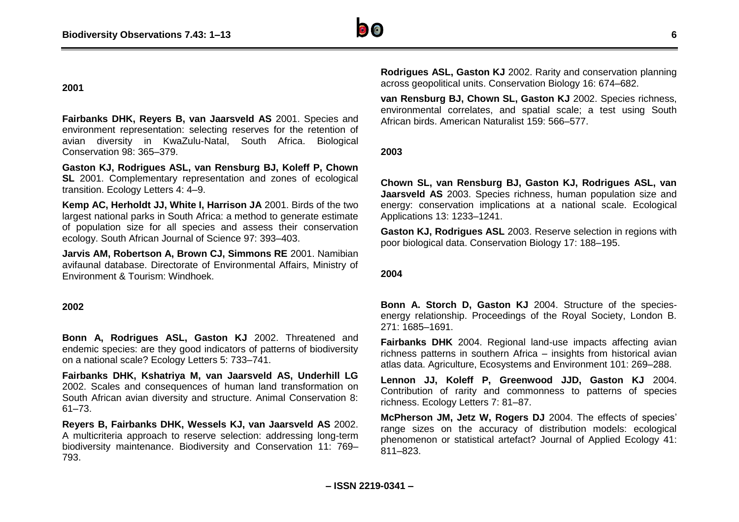## 2001

**Fairbanks DHK, Reyers B, van Jaarsveld AS** 2001. Species and environment representation: selecting reserves for the retention of avian diversity in KwaZulu-Natal, South Africa. Biological Conservation 98: 365–379.

**Gaston KJ, Rodrigues ASL, van Rensburg BJ, Koleff P, Chown SL** 2001. Complementary representation and zones of ecological transition. Ecology Letters 4: 4–9.

**Kemp AC, Herholdt JJ, White I, Harrison JA** 2001. Birds of the two largest national parks in South Africa: a method to generate estimate of population size for all species and assess their conservation ecology. South African Journal of Science 97: 393–403.

**Jarvis AM, Robertson A, Brown CJ, Simmons RE** 2001. Namibian avifaunal database. Directorate of Environmental Affairs, Ministry of Environment & Tourism: Windhoek.

## 2002

**Bonn A, Rodrigues ASL, Gaston KJ** 2002. Threatened and endemic species: are they good indicators of patterns of biodiversity on a national scale? Ecology Letters 5: 733–741.

**Fairbanks DHK, Kshatriya M, van Jaarsveld AS, Underhill LG** 2002. Scales and consequences of human land transformation on South African avian diversity and structure. Animal Conservation 8: 61–73.

**Reyers B, Fairbanks DHK, Wessels KJ, van Jaarsveld AS** 2002. A multicriteria approach to reserve selection: addressing long-term biodiversity maintenance. Biodiversity and Conservation 11: 769–793.

**Rodrigues ASL, Gaston KJ** 2002. Rarity and conservation planning across geopolitical units. Conservation Biology 16: 674–682.

**van Rensburg BJ, Chown SL, Gaston KJ** 2002. Species richness, environmental correlates, and spatial scale; a test using South African birds. American Naturalist 159: 566–577.

## 2003

**Chown SL, van Rensburg BJ, Gaston KJ, Rodrigues ASL, van Jaarsveld AS** 2003. Species richness, human population size and energy: conservation implications at a national scale. Ecological Applications 13: 1233–1241.

**Gaston KJ, Rodrigues ASL** 2003. Reserve selection in regions with poor biological data. Conservation Biology 17: 188–195.

## 2004

**Bonn A. Storch D, Gaston KJ** 2004. Structure of the species-energy relationship. Proceedings of the Royal Society, London B. 271: 1685–1691.

**Fairbanks DHK** 2004. Regional land-use impacts affecting avian richness patterns in southern Africa – insights from historical avian atlas data. Agriculture, Ecosystems and Environment 101: 269–288.

**Lennon JJ, Koleff P, Greenwood JJD, Gaston KJ** 2004. Contribution of rarity and commonness to patterns of species richness. Ecology Letters 7: 81–87.

**McPherson JM, Jetz W, Rogers DJ** 2004. The effects of species' range sizes on the accuracy of distribution models: ecological phenomenon or statistical artefact? Journal of Applied Ecology 41: 811–823.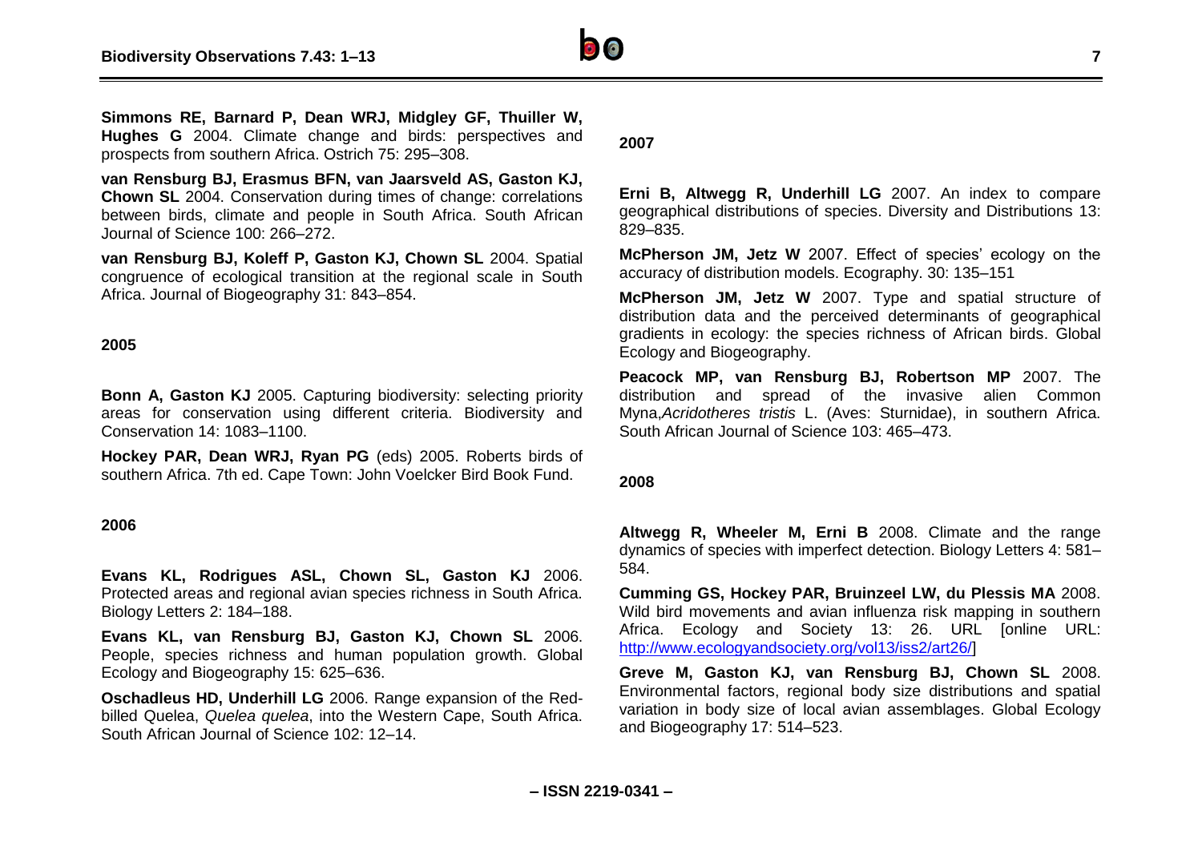**Simmons RE, Barnard P, Dean WRJ, Midgley GF, Thuiller W, Hughes G** 2004. Climate change and birds: perspectives and prospects from southern Africa. Ostrich 75: 295–308.

**van Rensburg BJ, Erasmus BFN, van Jaarsveld AS, Gaston KJ, Chown SL** 2004. Conservation during times of change: correlations between birds, climate and people in South Africa. South African Journal of Science 100: 266–272.

**van Rensburg BJ, Koleff P, Gaston KJ, Chown SL** 2004. Spatial congruence of ecological transition at the regional scale in South Africa. Journal of Biogeography 31: 843–854.

**2005**

**Bonn A, Gaston KJ** 2005. Capturing biodiversity: selecting priority areas for conservation using different criteria. Biodiversity and Conservation 14: 1083–1100.

**Hockey PAR, Dean WRJ, Ryan PG** (eds) 2005. Roberts birds of southern Africa. 7th ed. Cape Town: John Voelcker Bird Book Fund.

**2006**

**Evans KL, Rodrigues ASL, Chown SL, Gaston KJ** 2006. Protected areas and regional avian species richness in South Africa. Biology Letters 2: 184–188.

**Evans KL, van Rensburg BJ, Gaston KJ, Chown SL** 2006. People, species richness and human population growth. Global Ecology and Biogeography 15: 625–636.

**Oschadleus HD, Underhill LG** 2006. Range expansion of the Red-billed Quelea, *Quelea quelea*, into the Western Cape, South Africa. South African Journal of Science 102: 12–14.

**2007**

**Erni B, Altwegg R, Underhill LG** 2007. An index to compare geographical distributions of species. Diversity and Distributions 13: 829–835.

**McPherson JM, Jetz W** 2007. Effect of species' ecology on the accuracy of distribution models. Ecography. 30: 135–151

**McPherson JM, Jetz W** 2007. Type and spatial structure of distribution data and the perceived determinants of geographical gradients in ecology: the species richness of African birds. Global Ecology and Biogeography.

**Peacock MP, van Rensburg BJ, Robertson MP** 2007. The distribution and spread of the invasive alien Common Myna,*Acridotheres tristis* L. (Aves: Sturnidae), in southern Africa. South African Journal of Science 103: 465–473.

**2008**

**Altwegg R, Wheeler M, Erni B** 2008. Climate and the range dynamics of species with imperfect detection. Biology Letters 4: 581–584.

**Cumming GS, Hockey PAR, Bruinzeel LW, du Plessis MA** 2008. Wild bird movements and avian influenza risk mapping in southern Africa. Ecology and Society 13: 26. URL [online URL: http://www.ecologyandsociety.org/vol13/iss2/art26/]

**Greve M, Gaston KJ, van Rensburg BJ, Chown SL** 2008. Environmental factors, regional body size distributions and spatial variation in body size of local avian assemblages. Global Ecology and Biogeography 17: 514–523.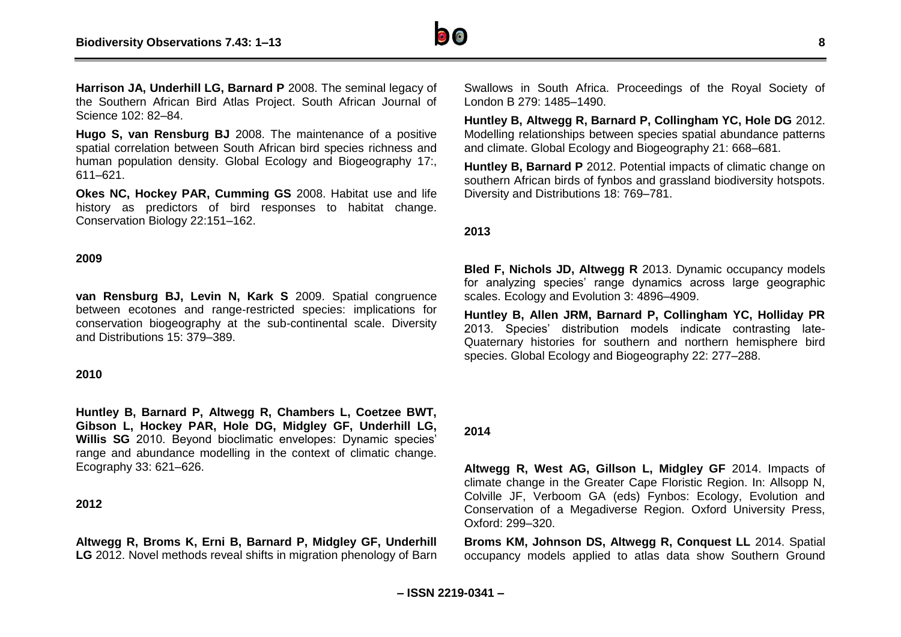**Harrison JA, Underhill LG, Barnard P** 2008. The seminal legacy of the Southern African Bird Atlas Project. South African Journal of Science 102: 82–84.

**Hugo S, van Rensburg BJ** 2008. The maintenance of a positive spatial correlation between South African bird species richness and human population density. Global Ecology and Biogeography 17:, 611–621.

**Okes NC, Hockey PAR, Cumming GS** 2008. Habitat use and life history as predictors of bird responses to habitat change. Conservation Biology 22:151–162.

**2009**

**van Rensburg BJ, Levin N, Kark S** 2009. Spatial congruence between ecotones and range-restricted species: implications for conservation biogeography at the sub-continental scale. Diversity and Distributions 15: 379–389.

**2010**

**Huntley B, Barnard P, Altwegg R, Chambers L, Coetzee BWT, Gibson L, Hockey PAR, Hole DG, Midgley GF, Underhill LG, Willis SG** 2010. Beyond bioclimatic envelopes: Dynamic species' range and abundance modelling in the context of climatic change. Ecography 33: 621–626.

**2012**

**Altwegg R, Broms K, Erni B, Barnard P, Midgley GF, Underhill LG** 2012. Novel methods reveal shifts in migration phenology of Barn Swallows in South Africa. Proceedings of the Royal Society of London B 279: 1485–1490.

**Huntley B, Altwegg R, Barnard P, Collingham YC, Hole DG** 2012. Modelling relationships between species spatial abundance patterns and climate. Global Ecology and Biogeography 21: 668–681.

**Huntley B, Barnard P** 2012. Potential impacts of climatic change on southern African birds of fynbos and grassland biodiversity hotspots. Diversity and Distributions 18: 769–781.

**2013**

**Bled F, Nichols JD, Altwegg R** 2013. Dynamic occupancy models for analyzing species' range dynamics across large geographic scales. Ecology and Evolution 3: 4896–4909.

**Huntley B, Allen JRM, Barnard P, Collingham YC, Holliday PR** 2013. Species' distribution models indicate contrasting late-Quaternary histories for southern and northern hemisphere bird species. Global Ecology and Biogeography 22: 277–288.

**2014**

**Altwegg R, West AG, Gillson L, Midgley GF** 2014. Impacts of climate change in the Greater Cape Floristic Region. In: Allsopp N, Colville JF, Verboom GA (eds) Fynbos: Ecology, Evolution and Conservation of a Megadiverse Region. Oxford University Press, Oxford: 299–320.

**Broms KM, Johnson DS, Altwegg R, Conquest LL** 2014. Spatial occupancy models applied to atlas data show Southern Ground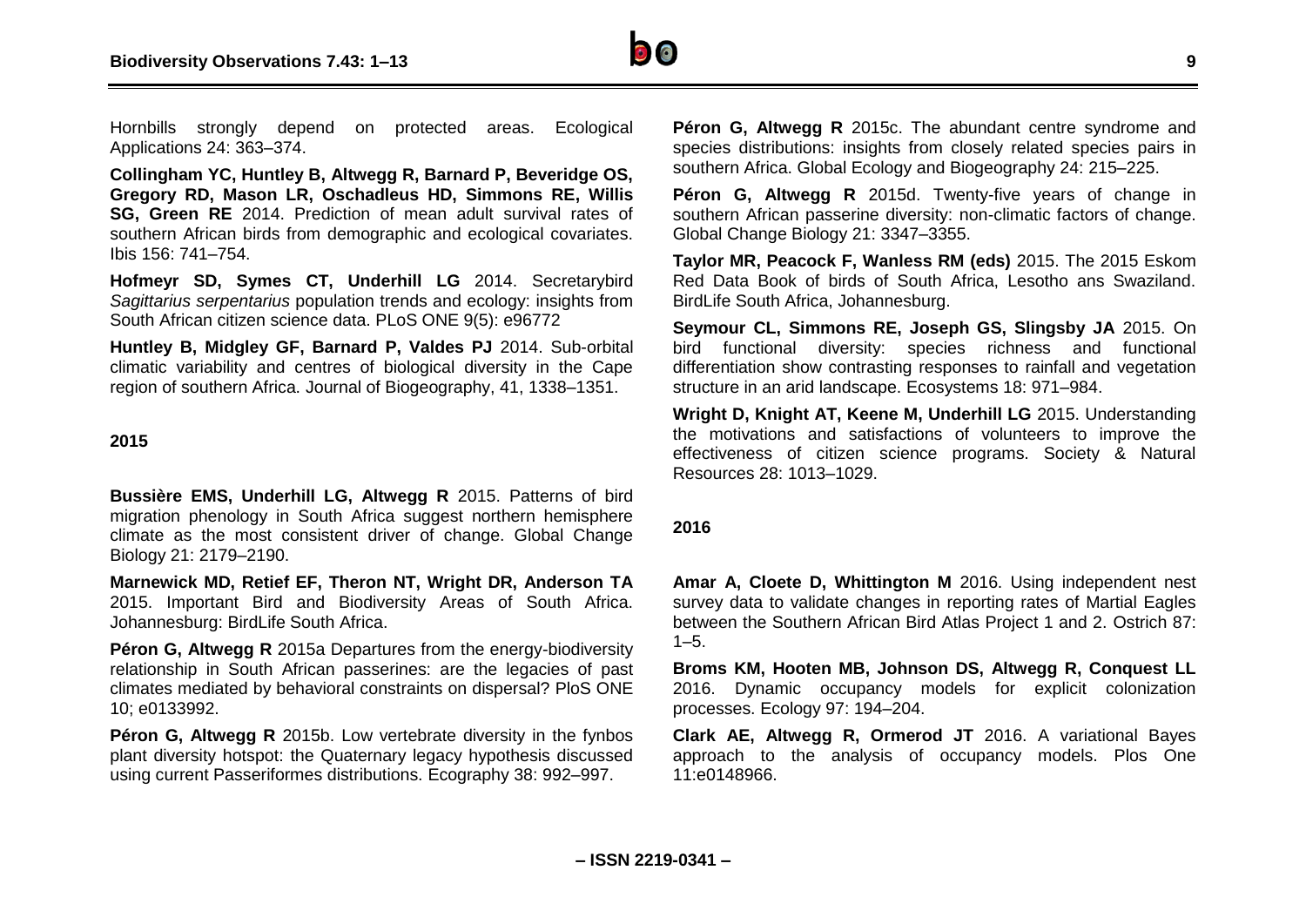Hornbills strongly depend on protected areas. Ecological Applications 24: 363–374.

**Collingham YC, Huntley B, Altwegg R, Barnard P, Beveridge OS, Gregory RD, Mason LR, Oschadleus HD, Simmons RE, Willis SG, Green RE** 2014. Prediction of mean adult survival rates of southern African birds from demographic and ecological covariates. Ibis 156: 741–754.

**Hofmeyr SD, Symes CT, Underhill LG** 2014. Secretarybird *Sagittarius serpentarius* population trends and ecology: insights from South African citizen science data. PLoS ONE 9(5): e96772

**Huntley B, Midgley GF, Barnard P, Valdes PJ** 2014. Sub-orbital climatic variability and centres of biological diversity in the Cape region of southern Africa. Journal of Biogeography, 41, 1338–1351.

**2015**

**Bussière EMS, Underhill LG, Altwegg R** 2015. Patterns of bird migration phenology in South Africa suggest northern hemisphere climate as the most consistent driver of change. Global Change Biology 21: 2179–2190.

**Marnewick MD, Retief EF, Theron NT, Wright DR, Anderson TA** 2015. Important Bird and Biodiversity Areas of South Africa. Johannesburg: BirdLife South Africa.

**Péron G, Altwegg R** 2015a Departures from the energy-biodiversity relationship in South African passerines: are the legacies of past climates mediated by behavioral constraints on dispersal? PloS ONE 10; e0133992.

**Péron G, Altwegg R** 2015b. Low vertebrate diversity in the fynbos plant diversity hotspot: the Quaternary legacy hypothesis discussed using current Passeriformes distributions. Ecography 38: 992–997.

**Péron G, Altwegg R** 2015c. The abundant centre syndrome and species distributions: insights from closely related species pairs in southern Africa. Global Ecology and Biogeography 24: 215–225.

**Péron G, Altwegg R** 2015d. Twenty-five years of change in southern African passerine diversity: non-climatic factors of change. Global Change Biology 21: 3347–3355.

**Taylor MR, Peacock F, Wanless RM (eds)** 2015. The 2015 Eskom Red Data Book of birds of South Africa, Lesotho ans Swaziland. BirdLife South Africa, Johannesburg.

**Seymour CL, Simmons RE, Joseph GS, Slingsby JA** 2015. On bird functional diversity: species richness and functional differentiation show contrasting responses to rainfall and vegetation structure in an arid landscape. Ecosystems 18: 971–984.

**Wright D, Knight AT, Keene M, Underhill LG** 2015. Understanding the motivations and satisfactions of volunteers to improve the effectiveness of citizen science programs. Society & Natural Resources 28: 1013–1029.

**2016**

**Amar A, Cloete D, Whittington M** 2016. Using independent nest survey data to validate changes in reporting rates of Martial Eagles between the Southern African Bird Atlas Project 1 and 2. Ostrich 87: 1–5.

**Broms KM, Hooten MB, Johnson DS, Altwegg R, Conquest LL** 2016. Dynamic occupancy models for explicit colonization processes. Ecology 97: 194–204.

**Clark AE, Altwegg R, Ormerod JT** 2016. A variational Bayes approach to the analysis of occupancy models. Plos One 11:e0148966.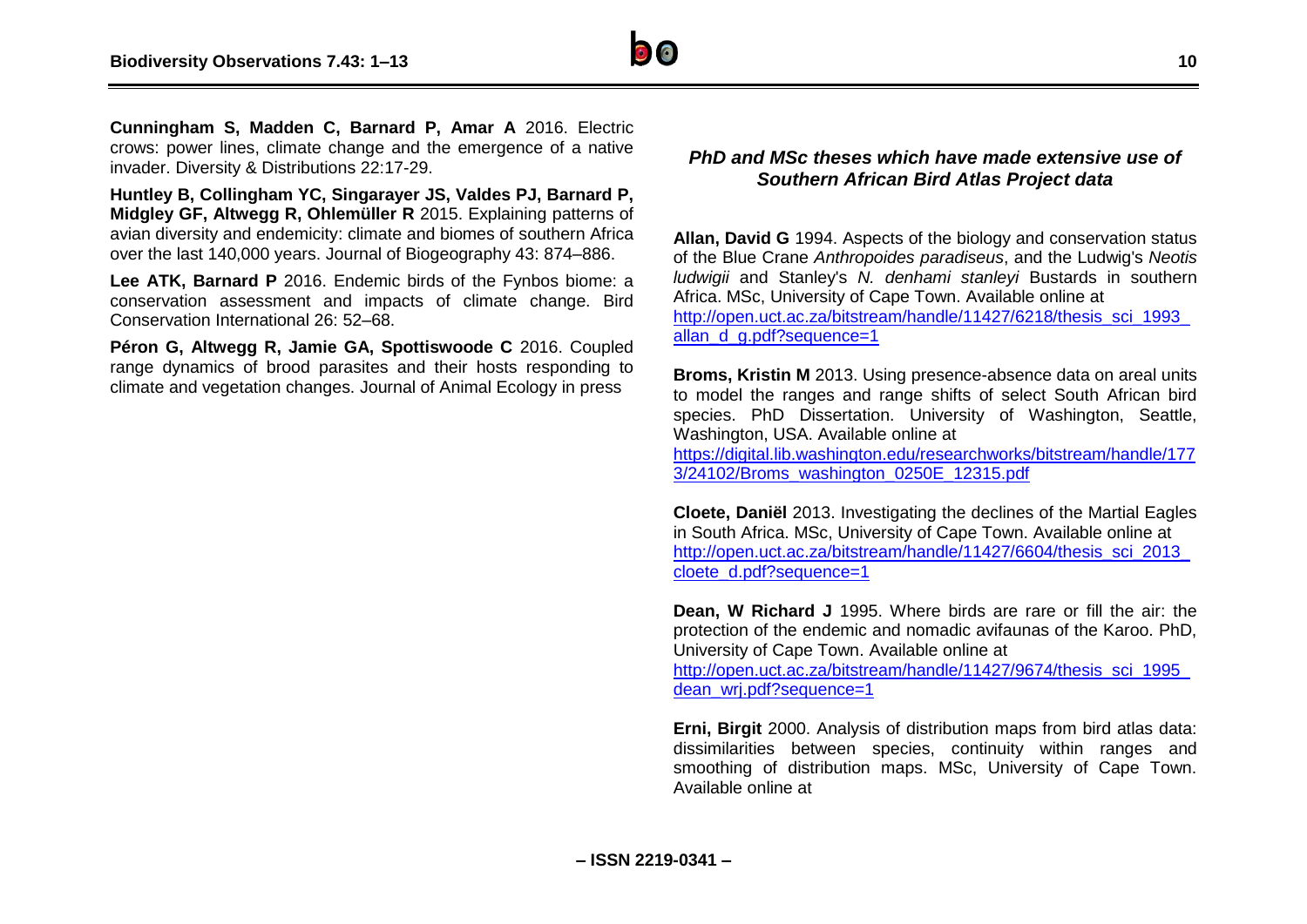**Cunningham S, Madden C, Barnard P, Amar A** 2016. Electric crows: power lines, climate change and the emergence of a native invader. Diversity & Distributions 22:17-29.

**Huntley B, Collingham YC, Singarayer JS, Valdes PJ, Barnard P, Midgley GF, Altwegg R, Ohlemüller R** 2015. Explaining patterns of avian diversity and endemicity: climate and biomes of southern Africa over the last 140,000 years. Journal of Biogeography 43: 874–886.

**Lee ATK, Barnard P** 2016. Endemic birds of the Fynbos biome: a conservation assessment and impacts of climate change. Bird Conservation International 26: 52–68.

**Péron G, Altwegg R, Jamie GA, Spottiswoode C** 2016. Coupled range dynamics of brood parasites and their hosts responding to climate and vegetation changes. Journal of Animal Ecology in press

### *PhD and MSc theses which have made extensive use of Southern African Bird Atlas Project data*

**Allan, David G** 1994. Aspects of the biology and conservation status of the Blue Crane *Anthropoides paradiseus*, and the Ludwig's *Neotis ludwigii* and Stanley's *N. denhami stanleyi* Bustards in southern Africa. MSc, University of Cape Town. Available online at http://open.uct.ac.za/bitstream/handle/11427/6218/thesis_sci_1993_allan_d_g.pdf?sequence=1

**Broms, Kristin M** 2013. Using presence-absence data on areal units to model the ranges and range shifts of select South African bird species. PhD Dissertation. University of Washington, Seattle, Washington, USA. Available online at https://digital.lib.washington.edu/researchworks/bitstream/handle/1773/24102/Broms_washington_0250E_12315.pdf

**Cloete, Daniël** 2013. Investigating the declines of the Martial Eagles in South Africa. MSc, University of Cape Town. Available online at http://open.uct.ac.za/bitstream/handle/11427/6604/thesis_sci_2013_cloete_d.pdf?sequence=1

**Dean, W Richard J** 1995. Where birds are rare or fill the air: the protection of the endemic and nomadic avifaunas of the Karoo. PhD, University of Cape Town. Available online at http://open.uct.ac.za/bitstream/handle/11427/9674/thesis_sci_1995_dean_wrj.pdf?sequence=1

**Erni, Birgit** 2000. Analysis of distribution maps from bird atlas data: dissimilarities between species, continuity within ranges and smoothing of distribution maps. MSc, University of Cape Town. Available online at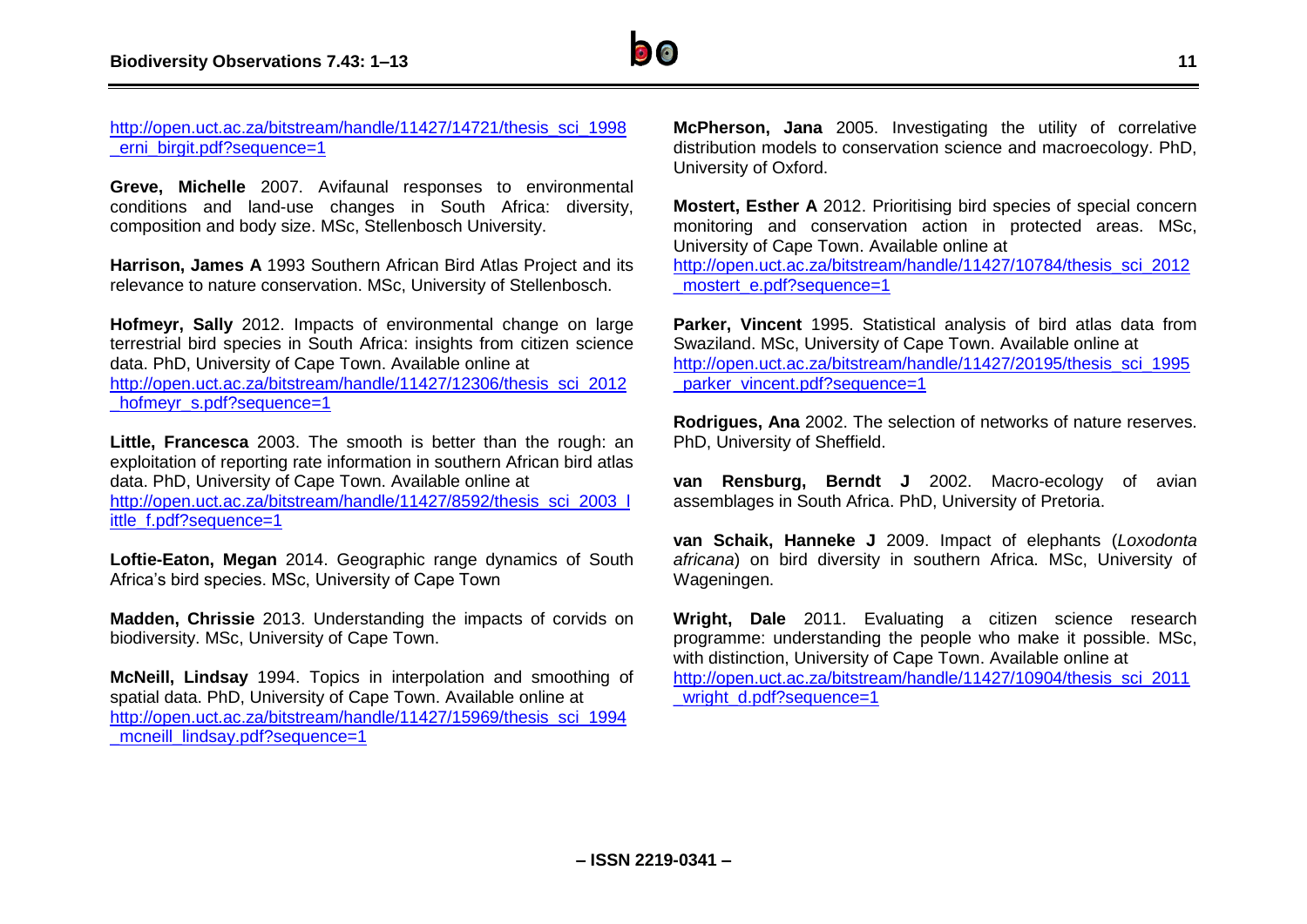http://open.uct.ac.za/bitstream/handle/11427/14721/thesis_sci_1998_erni_birgit.pdf?sequence=1

**Greve, Michelle** 2007. Avifaunal responses to environmental conditions and land-use changes in South Africa: diversity, composition and body size. MSc, Stellenbosch University.

**Harrison, James A** 1993 Southern African Bird Atlas Project and its relevance to nature conservation. MSc, University of Stellenbosch.

**Hofmeyr, Sally** 2012. Impacts of environmental change on large terrestrial bird species in South Africa: insights from citizen science data. PhD, University of Cape Town. Available online at http://open.uct.ac.za/bitstream/handle/11427/12306/thesis_sci_2012_hofmeyr_s.pdf?sequence=1

**Little, Francesca** 2003. The smooth is better than the rough: an exploitation of reporting rate information in southern African bird atlas data. PhD, University of Cape Town. Available online at http://open.uct.ac.za/bitstream/handle/11427/8592/thesis_sci_2003_little_f.pdf?sequence=1

**Loftie-Eaton, Megan** 2014. Geographic range dynamics of South Africa's bird species. MSc, University of Cape Town

**Madden, Chrissie** 2013. Understanding the impacts of corvids on biodiversity. MSc, University of Cape Town.

**McNeill, Lindsay** 1994. Topics in interpolation and smoothing of spatial data. PhD, University of Cape Town. Available online at http://open.uct.ac.za/bitstream/handle/11427/15969/thesis_sci_1994_mcneill_lindsay.pdf?sequence=1

**McPherson, Jana** 2005. Investigating the utility of correlative distribution models to conservation science and macroecology. PhD, University of Oxford.

**Mostert, Esther A** 2012. Prioritising bird species of special concern monitoring and conservation action in protected areas. MSc, University of Cape Town. Available online at http://open.uct.ac.za/bitstream/handle/11427/10784/thesis_sci_2012_mostert_e.pdf?sequence=1

**Parker, Vincent** 1995. Statistical analysis of bird atlas data from Swaziland. MSc, University of Cape Town. Available online at http://open.uct.ac.za/bitstream/handle/11427/20195/thesis_sci_1995_parker_vincent.pdf?sequence=1

**Rodrigues, Ana** 2002. The selection of networks of nature reserves. PhD, University of Sheffield.

**van Rensburg, Berndt J** 2002. Macro-ecology of avian assemblages in South Africa. PhD, University of Pretoria.

**van Schaik, Hanneke J** 2009. Impact of elephants (*Loxodonta africana*) on bird diversity in southern Africa. MSc, University of Wageningen.

**Wright, Dale** 2011. Evaluating a citizen science research programme: understanding the people who make it possible. MSc, with distinction, University of Cape Town. Available online at http://open.uct.ac.za/bitstream/handle/11427/10904/thesis_sci_2011_wright_d.pdf?sequence=1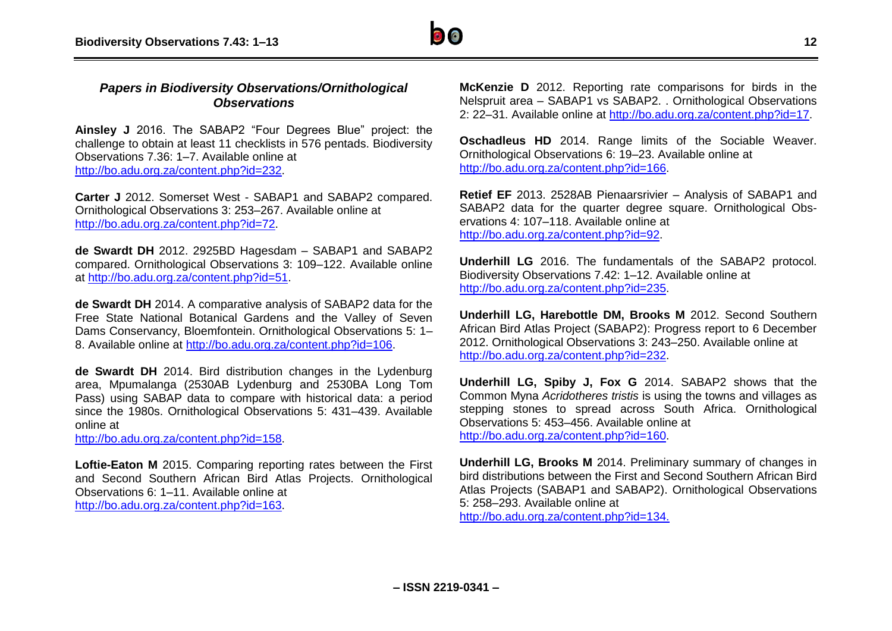### *Papers in Biodiversity Observations/Ornithological Observations*

**Ainsley J** 2016. The SABAP2 "Four Degrees Blue" project: the challenge to obtain at least 11 checklists in 576 pentads. Biodiversity Observations 7.36: 1–7. Available online at http://bo.adu.org.za/content.php?id=232.

**Carter J** 2012. Somerset West - SABAP1 and SABAP2 compared. Ornithological Observations 3: 253–267. Available online at http://bo.adu.org.za/content.php?id=72.

**de Swardt DH** 2012. 2925BD Hagesdam – SABAP1 and SABAP2 compared. Ornithological Observations 3: 109–122. Available online at http://bo.adu.org.za/content.php?id=51.

**de Swardt DH** 2014. A comparative analysis of SABAP2 data for the Free State National Botanical Gardens and the Valley of Seven Dams Conservancy, Bloemfontein. Ornithological Observations 5: 1–8. Available online at http://bo.adu.org.za/content.php?id=106.

**de Swardt DH** 2014. Bird distribution changes in the Lydenburg area, Mpumalanga (2530AB Lydenburg and 2530BA Long Tom Pass) using SABAP data to compare with historical data: a period since the 1980s. Ornithological Observations 5: 431–439. Available online at
http://bo.adu.org.za/content.php?id=158.

**Loftie-Eaton M** 2015. Comparing reporting rates between the First and Second Southern African Bird Atlas Projects. Ornithological Observations 6: 1–11. Available online at
http://bo.adu.org.za/content.php?id=163.

**McKenzie D** 2012. Reporting rate comparisons for birds in the Nelspruit area – SABAP1 vs SABAP2. . Ornithological Observations 2: 22–31. Available online at http://bo.adu.org.za/content.php?id=17.

**Oschadleus HD** 2014. Range limits of the Sociable Weaver. Ornithological Observations 6: 19–23. Available online at
http://bo.adu.org.za/content.php?id=166.

**Retief EF** 2013. 2528AB Pienaarsrivier – Analysis of SABAP1 and SABAP2 data for the quarter degree square. Ornithological Observations 4: 107–118. Available online at
http://bo.adu.org.za/content.php?id=92.

**Underhill LG** 2016. The fundamentals of the SABAP2 protocol. Biodiversity Observations 7.42: 1–12. Available online at
http://bo.adu.org.za/content.php?id=235.

**Underhill LG, Harebottle DM, Brooks M** 2012. Second Southern African Bird Atlas Project (SABAP2): Progress report to 6 December 2012. Ornithological Observations 3: 243–250. Available online at
http://bo.adu.org.za/content.php?id=232.

**Underhill LG, Spiby J, Fox G** 2014. SABAP2 shows that the Common Myna *Acridotheres tristis* is using the towns and villages as stepping stones to spread across South Africa. Ornithological Observations 5: 453–456. Available online at
http://bo.adu.org.za/content.php?id=160.

**Underhill LG, Brooks M** 2014. Preliminary summary of changes in bird distributions between the First and Second Southern African Bird Atlas Projects (SABAP1 and SABAP2). Ornithological Observations 5: 258–293. Available online at
http://bo.adu.org.za/content.php?id=134.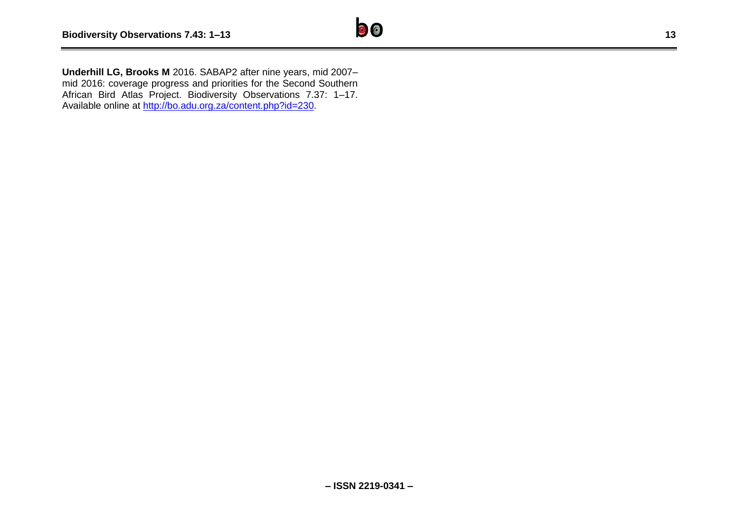**Underhill LG, Brooks M** 2016. SABAP2 after nine years, mid 2007–mid 2016: coverage progress and priorities for the Second Southern African Bird Atlas Project. Biodiversity Observations 7.37: 1–17. Available online at http://bo.adu.org.za/content.php?id=230.